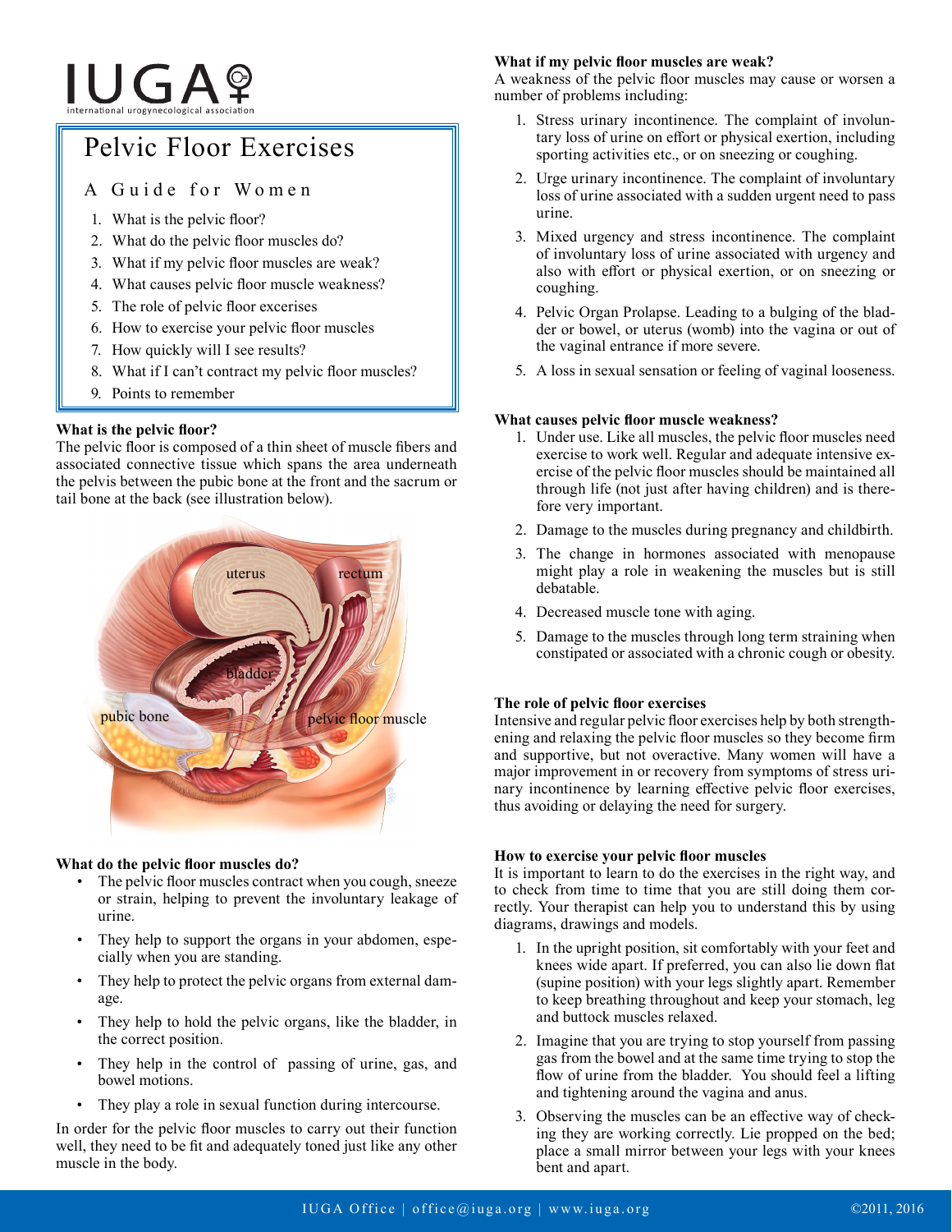IUGA

international urogynecological association

# Pelvic Floor Exercises

## A Guide for Women

1. What is the pelvic floor?
2. What do the pelvic floor muscles do?
3. What if my pelvic floor muscles are weak?
4. What causes pelvic floor muscle weakness?
5. The role of pelvic floor excerises
6. How to exercise your pelvic floor muscles
7. How quickly will I see results?
8. What if I can't contract my pelvic floor muscles?
9. Points to remember

### What is the pelvic floor?

The pelvic floor is composed of a thin sheet of muscle fibers and associated connective tissue which spans the area underneath the pelvis between the pubic bone at the front and the sacrum or tail bone at the back (see illustration below).

### What do the pelvic floor muscles do?

- The pelvic floor muscles contract when you cough, sneeze or strain, helping to prevent the involuntary leakage of urine.
- They help to support the organs in your abdomen, especially when you are standing.
- They help to protect the pelvic organs from external damage.
- They help to hold the pelvic organs, like the bladder, in the correct position.
- They help in the control of passing of urine, gas, and bowel motions.
- They play a role in sexual function during intercourse.

In order for the pelvic floor muscles to carry out their function well, they need to be fit and adequately toned just like any other muscle in the body.

### What if my pelvic floor muscles are weak?

A weakness of the pelvic floor muscles may cause or worsen a number of problems including:

1. Stress urinary incontinence. The complaint of involuntary loss of urine on effort or physical exertion, including sporting activities etc., or on sneezing or coughing.
2. Urge urinary incontinence. The complaint of involuntary loss of urine associated with a sudden urgent need to pass urine.
3. Mixed urgency and stress incontinence. The complaint of involuntary loss of urine associated with urgency and also with effort or physical exertion, or on sneezing or coughing.
4. Pelvic Organ Prolapse. Leading to a bulging of the bladder or bowel, or uterus (womb) into the vagina or out of the vaginal entrance if more severe.
5. A loss in sexual sensation or feeling of vaginal looseness.

### What causes pelvic floor muscle weakness?

1. Under use. Like all muscles, the pelvic floor muscles need exercise to work well. Regular and adequate intensive exercise of the pelvic floor muscles should be maintained all through life (not just after having children) and is therefore very important.
2. Damage to the muscles during pregnancy and childbirth.
3. The change in hormones associated with menopause might play a role in weakening the muscles but is still debatable.
4. Decreased muscle tone with aging.
5. Damage to the muscles through long term straining when constipated or associated with a chronic cough or obesity.

### The role of pelvic floor exercises

Intensive and regular pelvic floor exercises help by both strengthening and relaxing the pelvic floor muscles so they become firm and supportive, but not overactive. Many women will have a major improvement in or recovery from symptoms of stress urinary incontinence by learning effective pelvic floor exercises, thus avoiding or delaying the need for surgery.

### How to exercise your pelvic floor muscles

It is important to learn to do the exercises in the right way, and to check from time to time that you are still doing them correctly. Your therapist can help you to understand this by using diagrams, drawings and models.

1. In the upright position, sit comfortably with your feet and knees wide apart. If preferred, you can also lie down flat (supine position) with your legs slightly apart. Remember to keep breathing throughout and keep your stomach, leg and buttock muscles relaxed.
2. Imagine that you are trying to stop yourself from passing gas from the bowel and at the same time trying to stop the flow of urine from the bladder. You should feel a lifting and tightening around the vagina and anus.
3. Observing the muscles can be an effective way of checking they are working correctly. Lie propped on the bed; place a small mirror between your legs with your knees bent and apart.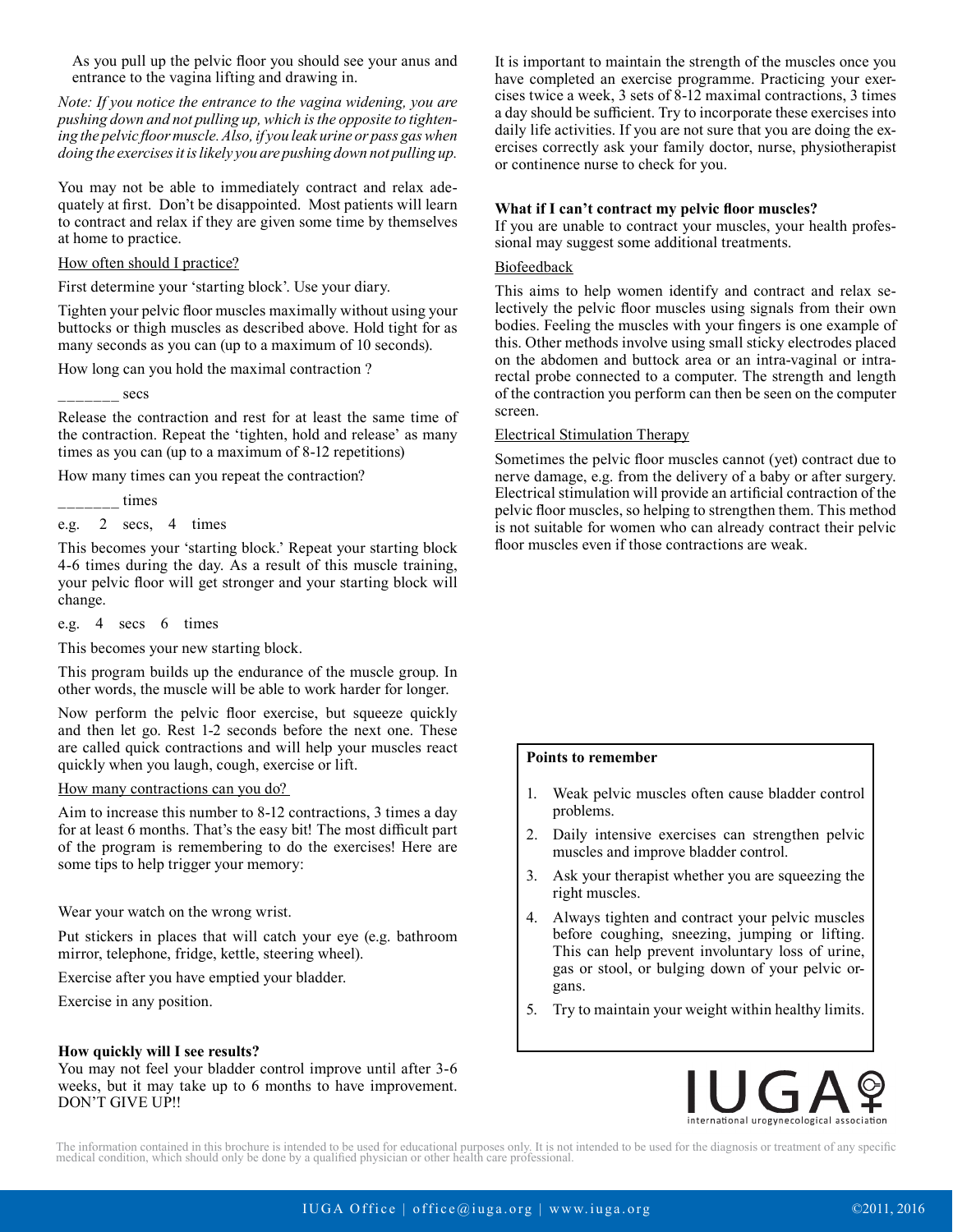As you pull up the pelvic floor you should see your anus and entrance to the vagina lifting and drawing in.

*Note: If you notice the entrance to the vagina widening, you are pushing down and not pulling up, which is the opposite to tightening the pelvic floor muscle. Also, if you leak urine or pass gas when doing the exercises it is likely you are pushing down not pulling up.*

You may not be able to immediately contract and relax adequately at first. Don't be disappointed. Most patients will learn to contract and relax if they are given some time by themselves at home to practice.

How often should I practice?

First determine your 'starting block'. Use your diary.

Tighten your pelvic floor muscles maximally without using your buttocks or thigh muscles as described above. Hold tight for as many seconds as you can (up to a maximum of 10 seconds).

How long can you hold the maximal contraction ?

_______ secs

Release the contraction and rest for at least the same time of the contraction. Repeat the 'tighten, hold and release' as many times as you can (up to a maximum of 8-12 repetitions)

How many times can you repeat the contraction?

_______ times

e.g. 2 secs, 4 times

This becomes your 'starting block.' Repeat your starting block 4-6 times during the day. As a result of this muscle training, your pelvic floor will get stronger and your starting block will change.

e.g. 4 secs 6 times

This becomes your new starting block.

This program builds up the endurance of the muscle group. In other words, the muscle will be able to work harder for longer.

Now perform the pelvic floor exercise, but squeeze quickly and then let go. Rest 1-2 seconds before the next one. These are called quick contractions and will help your muscles react quickly when you laugh, cough, exercise or lift.

How many contractions can you do?

Aim to increase this number to 8-12 contractions, 3 times a day for at least 6 months. That's the easy bit! The most difficult part of the program is remembering to do the exercises! Here are some tips to help trigger your memory:

Wear your watch on the wrong wrist.

Put stickers in places that will catch your eye (e.g. bathroom mirror, telephone, fridge, kettle, steering wheel).

Exercise after you have emptied your bladder.

Exercise in any position.

**How quickly will I see results?**

You may not feel your bladder control improve until after 3-6 weeks, but it may take up to 6 months to have improvement. DON'T GIVE UP!!

It is important to maintain the strength of the muscles once you have completed an exercise programme. Practicing your exercises twice a week, 3 sets of 8-12 maximal contractions, 3 times a day should be sufficient. Try to incorporate these exercises into daily life activities. If you are not sure that you are doing the exercises correctly ask your family doctor, nurse, physiotherapist or continence nurse to check for you.

**What if I can't contract my pelvic floor muscles?**

If you are unable to contract your muscles, your health professional may suggest some additional treatments.

Biofeedback

This aims to help women identify and contract and relax selectively the pelvic floor muscles using signals from their own bodies. Feeling the muscles with your fingers is one example of this. Other methods involve using small sticky electrodes placed on the abdomen and buttock area or an intra-vaginal or intra-rectal probe connected to a computer. The strength and length of the contraction you perform can then be seen on the computer screen.

Electrical Stimulation Therapy

Sometimes the pelvic floor muscles cannot (yet) contract due to nerve damage, e.g. from the delivery of a baby or after surgery. Electrical stimulation will provide an artificial contraction of the pelvic floor muscles, so helping to strengthen them. This method is not suitable for women who can already contract their pelvic floor muscles even if those contractions are weak.

**Points to remember**

1. Weak pelvic muscles often cause bladder control problems.
2. Daily intensive exercises can strengthen pelvic muscles and improve bladder control.
3. Ask your therapist whether you are squeezing the right muscles.
4. Always tighten and contract your pelvic muscles before coughing, sneezing, jumping or lifting. This can help prevent involuntary loss of urine, gas or stool, or bulging down of your pelvic organs.
5. Try to maintain your weight within healthy limits.

IUGA international urogynecological association

The information contained in this brochure is intended to be used for educational purposes only. It is not intended to be used for the diagnosis or treatment of any specific medical condition, which should only be done by a qualified physician or other health care professional.

IUGA Office | office@iuga.org | www.iuga.org ©2011, 2016